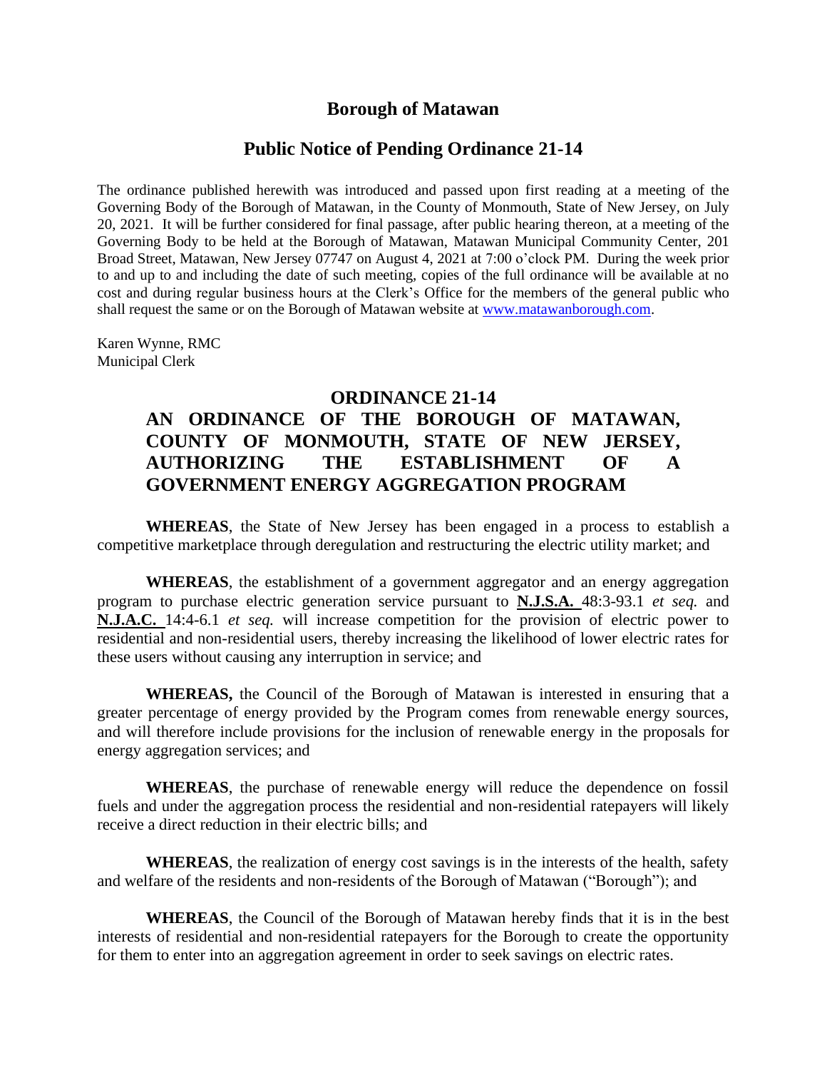# Borough of Matawan

## Public Notice of Pending Ordinance 21-14

The ordinance published herewith was introduced and passed upon first reading at a meeting of the Governing Body of the Borough of Matawan, in the County of Monmouth, State of New Jersey, on July 20, 2021. It will be further considered for final passage, after public hearing thereon, at a meeting of the Governing Body to be held at the Borough of Matawan, Matawan Municipal Community Center, 201 Broad Street, Matawan, New Jersey 07747 on August 4, 2021 at 7:00 o'clock PM. During the week prior to and up to and including the date of such meeting, copies of the full ordinance will be available at no cost and during regular business hours at the Clerk's Office for the members of the general public who shall request the same or on the Borough of Matawan website at www.matawanborough.com.

Karen Wynne, RMC
Municipal Clerk

## ORDINANCE 21-14

## AN ORDINANCE OF THE BOROUGH OF MATAWAN, COUNTY OF MONMOUTH, STATE OF NEW JERSEY, AUTHORIZING THE ESTABLISHMENT OF A GOVERNMENT ENERGY AGGREGATION PROGRAM

**WHEREAS**, the State of New Jersey has been engaged in a process to establish a competitive marketplace through deregulation and restructuring the electric utility market; and

**WHEREAS**, the establishment of a government aggregator and an energy aggregation program to purchase electric generation service pursuant to **N.J.S.A.** 48:3-93.1 *et seq.* and **N.J.A.C.** 14:4-6.1 *et seq.* will increase competition for the provision of electric power to residential and non-residential users, thereby increasing the likelihood of lower electric rates for these users without causing any interruption in service; and

**WHEREAS,** the Council of the Borough of Matawan is interested in ensuring that a greater percentage of energy provided by the Program comes from renewable energy sources, and will therefore include provisions for the inclusion of renewable energy in the proposals for energy aggregation services; and

**WHEREAS**, the purchase of renewable energy will reduce the dependence on fossil fuels and under the aggregation process the residential and non-residential ratepayers will likely receive a direct reduction in their electric bills; and

**WHEREAS**, the realization of energy cost savings is in the interests of the health, safety and welfare of the residents and non-residents of the Borough of Matawan ("Borough"); and

**WHEREAS**, the Council of the Borough of Matawan hereby finds that it is in the best interests of residential and non-residential ratepayers for the Borough to create the opportunity for them to enter into an aggregation agreement in order to seek savings on electric rates.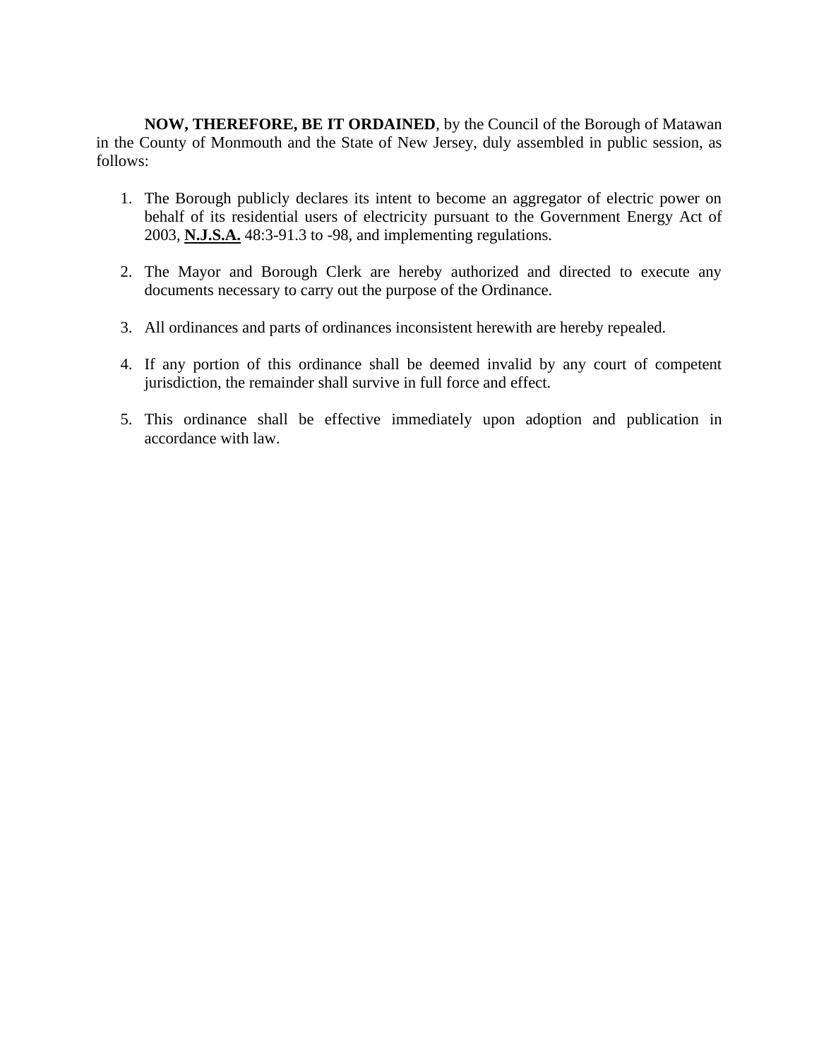**NOW, THEREFORE, BE IT ORDAINED**, by the Council of the Borough of Matawan in the County of Monmouth and the State of New Jersey, duly assembled in public session, as follows:

1. The Borough publicly declares its intent to become an aggregator of electric power on behalf of its residential users of electricity pursuant to the Government Energy Act of 2003, **N.J.S.A.** 48:3-91.3 to -98, and implementing regulations.

2. The Mayor and Borough Clerk are hereby authorized and directed to execute any documents necessary to carry out the purpose of the Ordinance.

3. All ordinances and parts of ordinances inconsistent herewith are hereby repealed.

4. If any portion of this ordinance shall be deemed invalid by any court of competent jurisdiction, the remainder shall survive in full force and effect.

5. This ordinance shall be effective immediately upon adoption and publication in accordance with law.